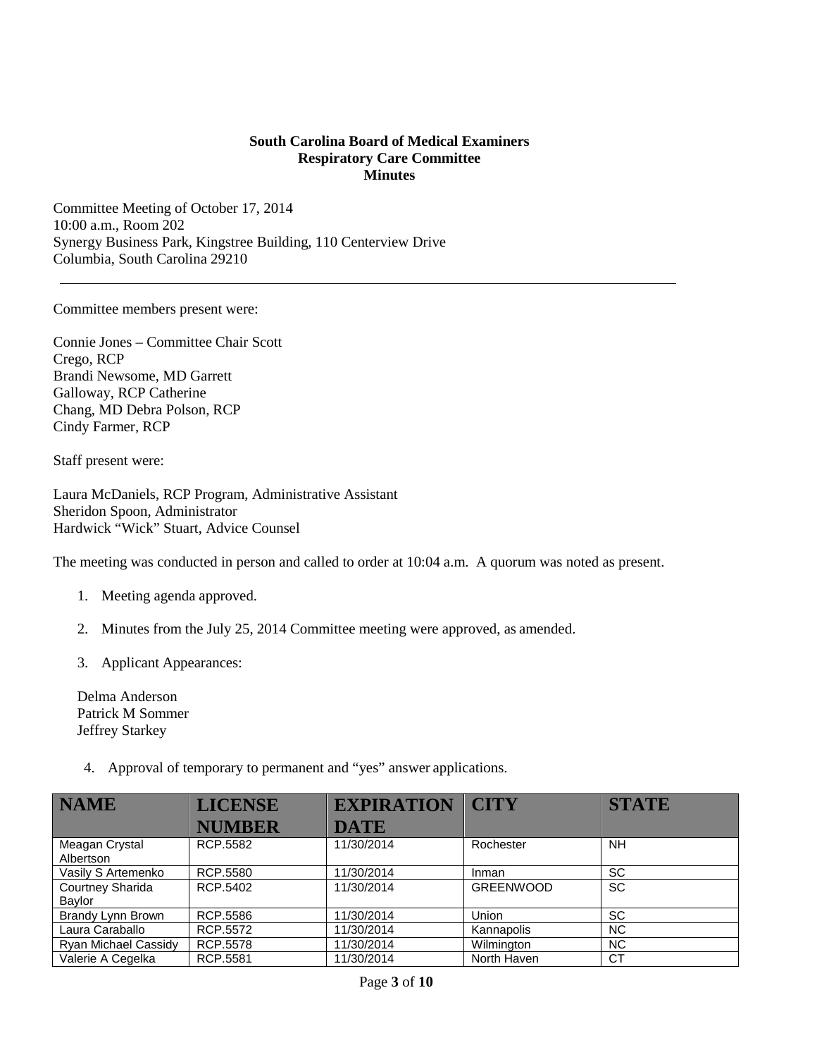**South Carolina Board of Medical Examiners**
**Respiratory Care Committee**
**Minutes**

Committee Meeting of October 17, 2014
10:00 a.m., Room 202
Synergy Business Park, Kingstree Building, 110 Centerview Drive
Columbia, South Carolina 29210

---

Committee members present were:

Connie Jones – Committee Chair Scott
Crego, RCP
Brandi Newsome, MD Garrett
Galloway, RCP Catherine
Chang, MD Debra Polson, RCP
Cindy Farmer, RCP

Staff present were:

Laura McDaniels, RCP Program, Administrative Assistant
Sheridon Spoon, Administrator
Hardwick "Wick" Stuart, Advice Counsel

The meeting was conducted in person and called to order at 10:04 a.m. A quorum was noted as present.

1. Meeting agenda approved.
2. Minutes from the July 25, 2014 Committee meeting were approved, as amended.
3. Applicant Appearances:

   Delma Anderson
   Patrick M Sommer
   Jeffrey Starkey

4. Approval of temporary to permanent and "yes" answer applications.

| NAME | LICENSE NUMBER | EXPIRATION DATE | CITY | STATE |
|---|---|---|---|---|
| Meagan Crystal Albertson | RCP.5582 | 11/30/2014 | Rochester | NH |
| Vasily S Artemenko | RCP.5580 | 11/30/2014 | Inman | SC |
| Courtney Sharida Baylor | RCP.5402 | 11/30/2014 | GREENWOOD | SC |
| Brandy Lynn Brown | RCP.5586 | 11/30/2014 | Union | SC |
| Laura Caraballo | RCP.5572 | 11/30/2014 | Kannapolis | NC |
| Ryan Michael Cassidy | RCP.5578 | 11/30/2014 | Wilmington | NC |
| Valerie A Cegelka | RCP.5581 | 11/30/2014 | North Haven | CT |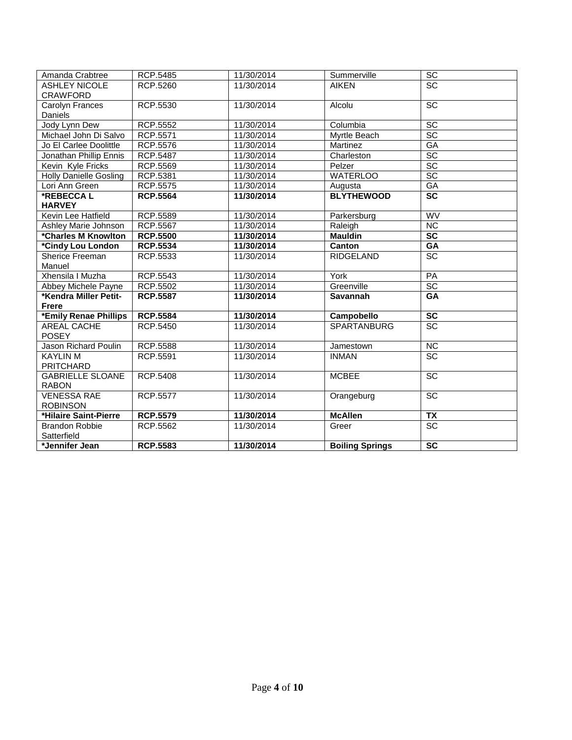| Amanda Crabtree | RCP.5485 | 11/30/2014 | Summerville | SC |
|---|---|---|---|---|
| ASHLEY NICOLE CRAWFORD | RCP.5260 | 11/30/2014 | AIKEN | SC |
| Carolyn Frances Daniels | RCP.5530 | 11/30/2014 | Alcolu | SC |
| Jody Lynn Dew | RCP.5552 | 11/30/2014 | Columbia | SC |
| Michael John Di Salvo | RCP.5571 | 11/30/2014 | Myrtle Beach | SC |
| Jo El Carlee Doolittle | RCP.5576 | 11/30/2014 | Martinez | GA |
| Jonathan Phillip Ennis | RCP.5487 | 11/30/2014 | Charleston | SC |
| Kevin Kyle Fricks | RCP.5569 | 11/30/2014 | Pelzer | SC |
| Holly Danielle Gosling | RCP.5381 | 11/30/2014 | WATERLOO | SC |
| Lori Ann Green | RCP.5575 | 11/30/2014 | Augusta | GA |
| **\*REBECCA L HARVEY** | **RCP.5564** | **11/30/2014** | **BLYTHEWOOD** | **SC** |
| Kevin Lee Hatfield | RCP.5589 | 11/30/2014 | Parkersburg | WV |
| Ashley Marie Johnson | RCP.5567 | 11/30/2014 | Raleigh | NC |
| **\*Charles M Knowlton** | **RCP.5500** | **11/30/2014** | **Mauldin** | **SC** |
| **\*Cindy Lou London** | **RCP.5534** | **11/30/2014** | **Canton** | **GA** |
| Sherice Freeman Manuel | RCP.5533 | 11/30/2014 | RIDGELAND | SC |
| Xhensila I Muzha | RCP.5543 | 11/30/2014 | York | PA |
| Abbey Michele Payne | RCP.5502 | 11/30/2014 | Greenville | SC |
| **\*Kendra Miller Petit-Frere** | **RCP.5587** | **11/30/2014** | **Savannah** | **GA** |
| **\*Emily Renae Phillips** | **RCP.5584** | **11/30/2014** | **Campobello** | **SC** |
| AREAL CACHE POSEY | RCP.5450 | 11/30/2014 | SPARTANBURG | SC |
| Jason Richard Poulin | RCP.5588 | 11/30/2014 | Jamestown | NC |
| KAYLIN M PRITCHARD | RCP.5591 | 11/30/2014 | INMAN | SC |
| GABRIELLE SLOANE RABON | RCP.5408 | 11/30/2014 | MCBEE | SC |
| VENESSA RAE ROBINSON | RCP.5577 | 11/30/2014 | Orangeburg | SC |
| **\*Hilaire Saint-Pierre** | **RCP.5579** | **11/30/2014** | **McAllen** | **TX** |
| Brandon Robbie Satterfield | RCP.5562 | 11/30/2014 | Greer | SC |
| **\*Jennifer Jean** | **RCP.5583** | **11/30/2014** | **Boiling Springs** | **SC** |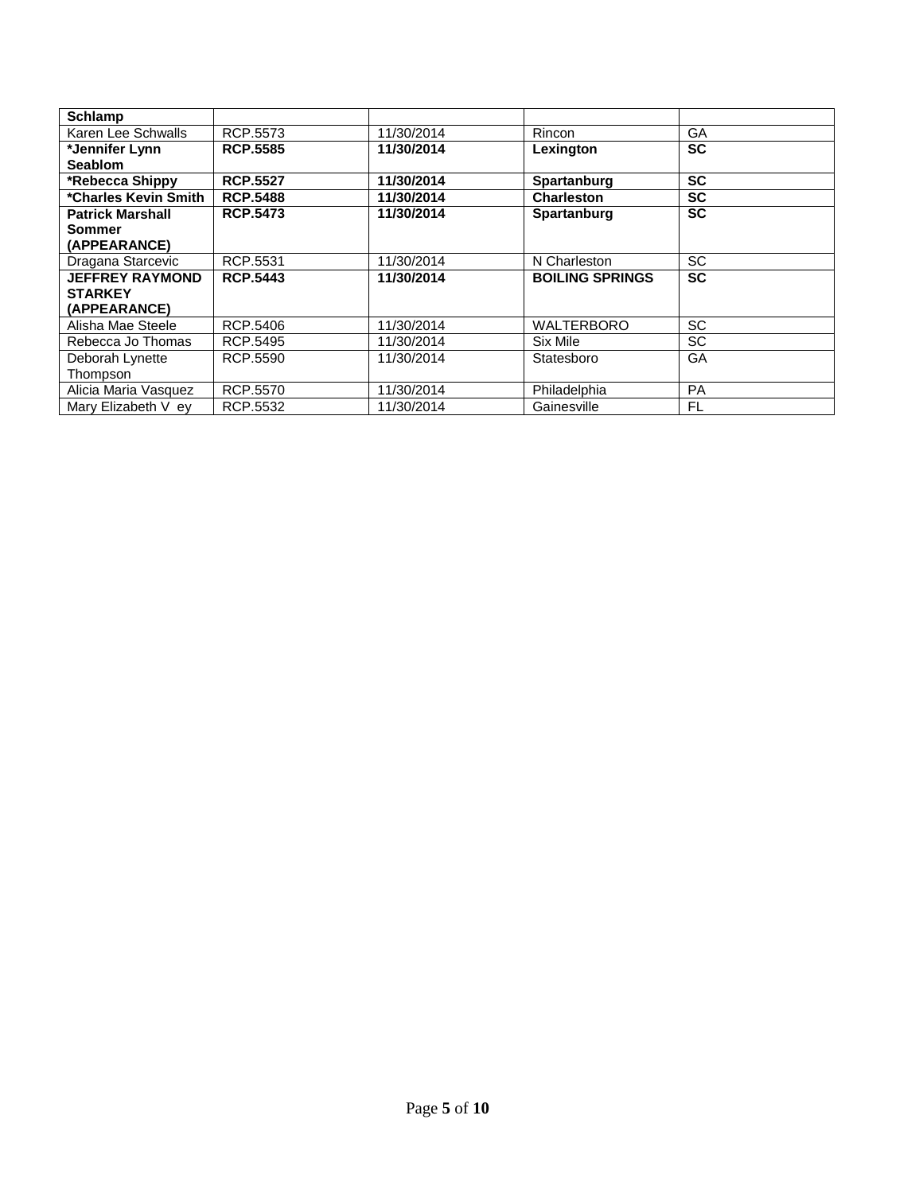| **Schlamp** | | | | |
|---|---|---|---|---|
| Karen Lee Schwalls | RCP.5573 | 11/30/2014 | Rincon | GA |
| **\*Jennifer Lynn Seablom** | **RCP.5585** | **11/30/2014** | **Lexington** | **SC** |
| **\*Rebecca Shippy** | **RCP.5527** | **11/30/2014** | **Spartanburg** | **SC** |
| **\*Charles Kevin Smith** | **RCP.5488** | **11/30/2014** | **Charleston** | **SC** |
| **Patrick Marshall Sommer (APPEARANCE)** | **RCP.5473** | **11/30/2014** | **Spartanburg** | **SC** |
| Dragana Starcevic | RCP.5531 | 11/30/2014 | N Charleston | SC |
| **JEFFREY RAYMOND STARKEY (APPEARANCE)** | **RCP.5443** | **11/30/2014** | **BOILING SPRINGS** | **SC** |
| Alisha Mae Steele | RCP.5406 | 11/30/2014 | WALTERBORO | SC |
| Rebecca Jo Thomas | RCP.5495 | 11/30/2014 | Six Mile | SC |
| Deborah Lynette Thompson | RCP.5590 | 11/30/2014 | Statesboro | GA |
| Alicia Maria Vasquez | RCP.5570 | 11/30/2014 | Philadelphia | PA |
| Mary Elizabeth V ey | RCP.5532 | 11/30/2014 | Gainesville | FL |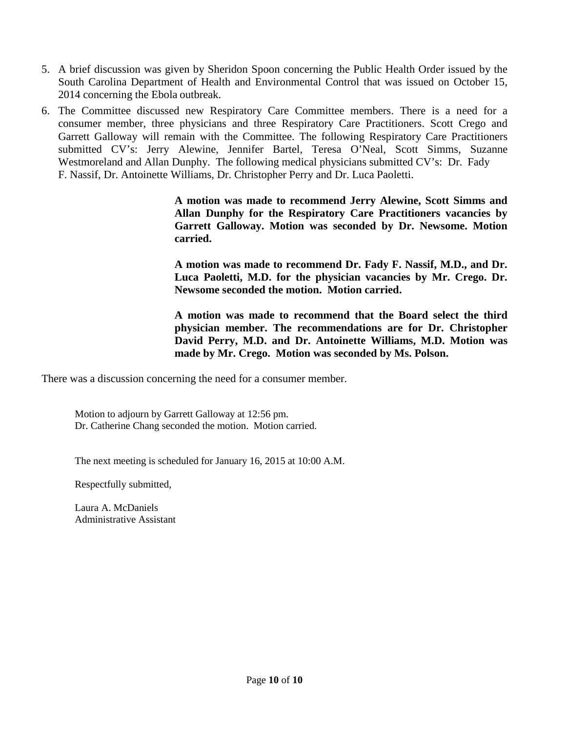5. A brief discussion was given by Sheridon Spoon concerning the Public Health Order issued by the South Carolina Department of Health and Environmental Control that was issued on October 15, 2014 concerning the Ebola outbreak.
6. The Committee discussed new Respiratory Care Committee members. There is a need for a consumer member, three physicians and three Respiratory Care Practitioners. Scott Crego and Garrett Galloway will remain with the Committee. The following Respiratory Care Practitioners submitted CV's: Jerry Alewine, Jennifer Bartel, Teresa O'Neal, Scott Simms, Suzanne Westmoreland and Allan Dunphy. The following medical physicians submitted CV's: Dr. Fady F. Nassif, Dr. Antoinette Williams, Dr. Christopher Perry and Dr. Luca Paoletti.

**A motion was made to recommend Jerry Alewine, Scott Simms and Allan Dunphy for the Respiratory Care Practitioners vacancies by Garrett Galloway. Motion was seconded by Dr. Newsome. Motion carried.**

**A motion was made to recommend Dr. Fady F. Nassif, M.D., and Dr. Luca Paoletti, M.D. for the physician vacancies by Mr. Crego. Dr. Newsome seconded the motion. Motion carried.**

**A motion was made to recommend that the Board select the third physician member. The recommendations are for Dr. Christopher David Perry, M.D. and Dr. Antoinette Williams, M.D. Motion was made by Mr. Crego. Motion was seconded by Ms. Polson.**

There was a discussion concerning the need for a consumer member.

Motion to adjourn by Garrett Galloway at 12:56 pm.
Dr. Catherine Chang seconded the motion. Motion carried.

The next meeting is scheduled for January 16, 2015 at 10:00 A.M.

Respectfully submitted,

Laura A. McDaniels
Administrative Assistant